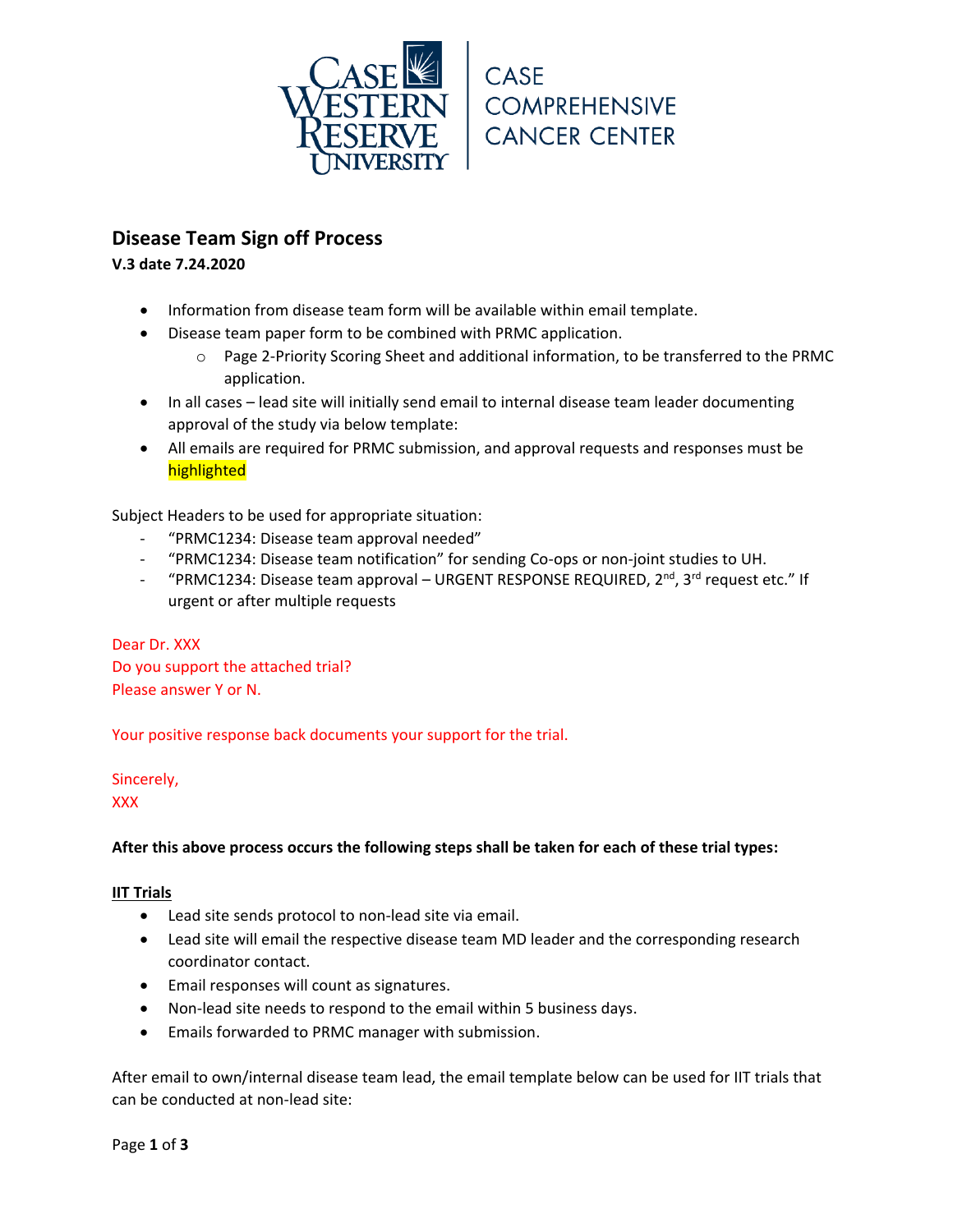CASE WESTERN RESERVE UNIVERSITY | CASE COMPREHENSIVE CANCER CENTER

## Disease Team Sign off Process

**V.3 date 7.24.2020**

- Information from disease team form will be available within email template.
- Disease team paper form to be combined with PRMC application.
    - Page 2-Priority Scoring Sheet and additional information, to be transferred to the PRMC application.
- In all cases – lead site will initially send email to internal disease team leader documenting approval of the study via below template:
- All emails are required for PRMC submission, and approval requests and responses must be highlighted

Subject Headers to be used for appropriate situation:

- "PRMC1234: Disease team approval needed"
- "PRMC1234: Disease team notification" for sending Co-ops or non-joint studies to UH.
- "PRMC1234: Disease team approval – URGENT RESPONSE REQUIRED, 2nd, 3rd request etc." If urgent or after multiple requests

Dear Dr. XXX  
Do you support the attached trial?  
Please answer Y or N.

Your positive response back documents your support for the trial.

Sincerely,  
XXX

**After this above process occurs the following steps shall be taken for each of these trial types:**

**IIT Trials**

- Lead site sends protocol to non-lead site via email.
- Lead site will email the respective disease team MD leader and the corresponding research coordinator contact.
- Email responses will count as signatures.
- Non-lead site needs to respond to the email within 5 business days.
- Emails forwarded to PRMC manager with submission.

After email to own/internal disease team lead, the email template below can be used for IIT trials that can be conducted at non-lead site: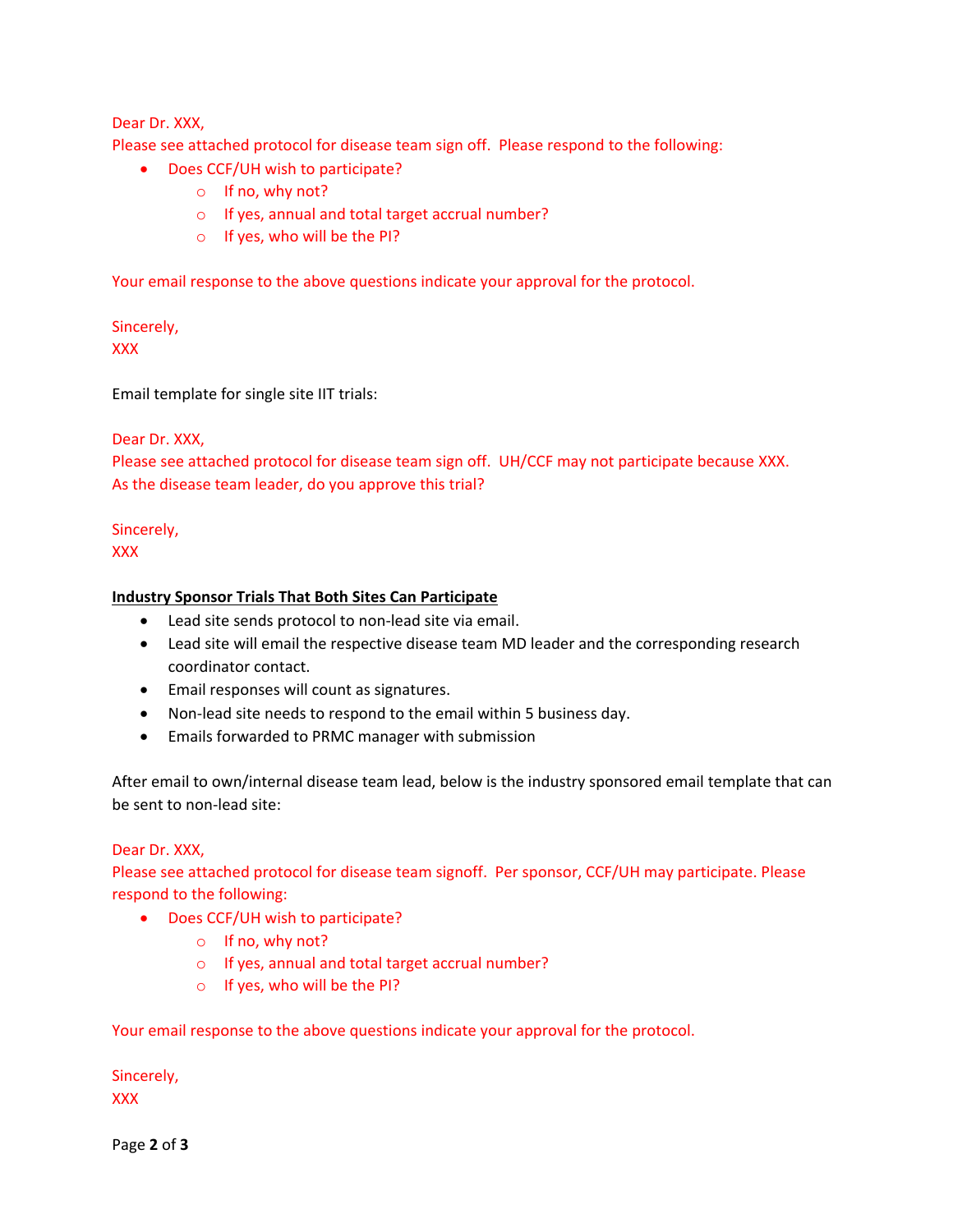Dear Dr. XXX,

Please see attached protocol for disease team sign off. Please respond to the following:

- Does CCF/UH wish to participate?
  - If no, why not?
  - If yes, annual and total target accrual number?
  - If yes, who will be the PI?

Your email response to the above questions indicate your approval for the protocol.

Sincerely,

XXX

Email template for single site IIT trials:

Dear Dr. XXX,

Please see attached protocol for disease team sign off. UH/CCF may not participate because XXX. As the disease team leader, do you approve this trial?

Sincerely,

XXX

**Industry Sponsor Trials That Both Sites Can Participate**

- Lead site sends protocol to non-lead site via email.
- Lead site will email the respective disease team MD leader and the corresponding research coordinator contact.
- Email responses will count as signatures.
- Non-lead site needs to respond to the email within 5 business day.
- Emails forwarded to PRMC manager with submission

After email to own/internal disease team lead, below is the industry sponsored email template that can be sent to non-lead site:

Dear Dr. XXX,

Please see attached protocol for disease team signoff. Per sponsor, CCF/UH may participate. Please respond to the following:

- Does CCF/UH wish to participate?
  - If no, why not?
  - If yes, annual and total target accrual number?
  - If yes, who will be the PI?

Your email response to the above questions indicate your approval for the protocol.

Sincerely,

XXX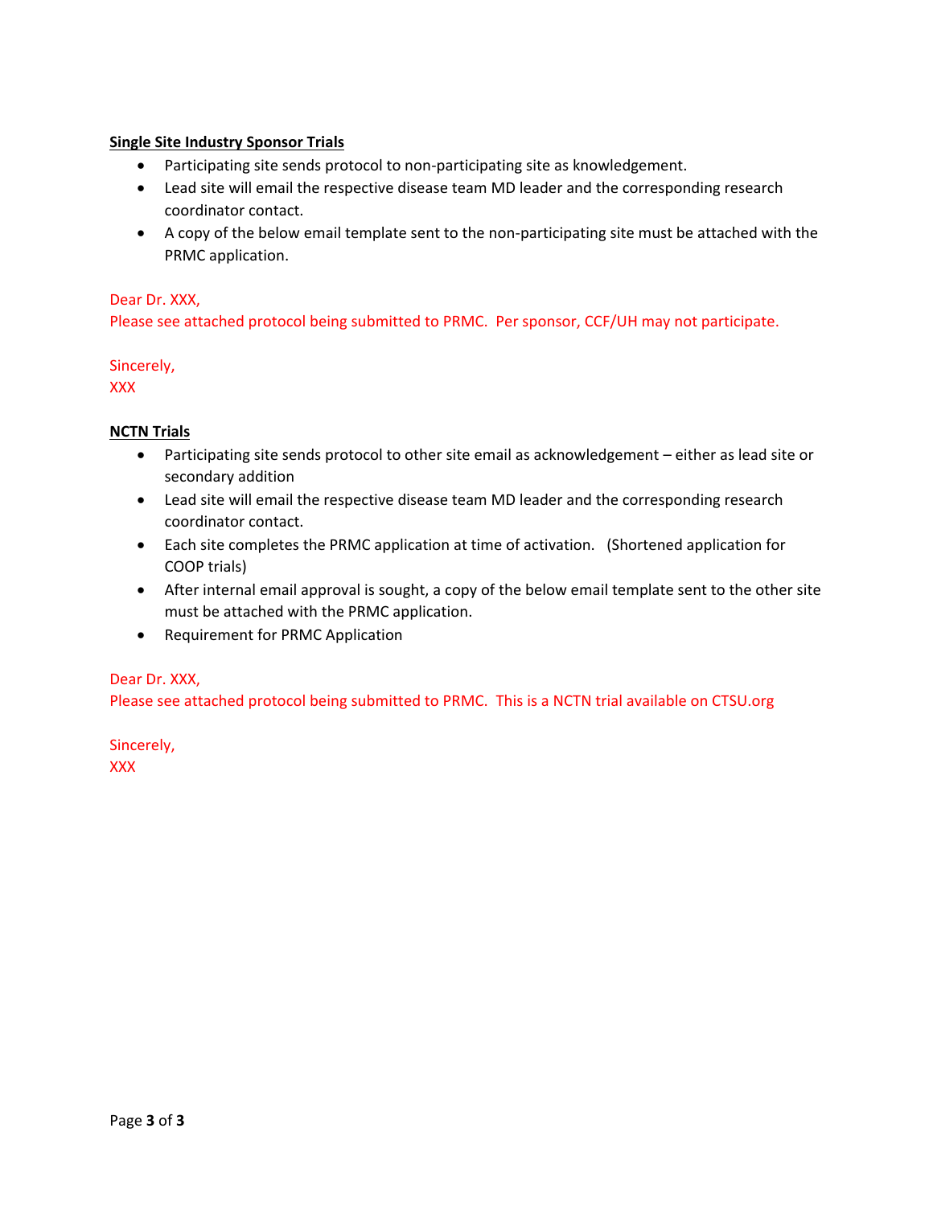**Single Site Industry Sponsor Trials**

- Participating site sends protocol to non-participating site as knowledgement.
- Lead site will email the respective disease team MD leader and the corresponding research coordinator contact.
- A copy of the below email template sent to the non-participating site must be attached with the PRMC application.

Dear Dr. XXX,
Please see attached protocol being submitted to PRMC. Per sponsor, CCF/UH may not participate.

Sincerely,
XXX

**NCTN Trials**

- Participating site sends protocol to other site email as acknowledgement – either as lead site or secondary addition
- Lead site will email the respective disease team MD leader and the corresponding research coordinator contact.
- Each site completes the PRMC application at time of activation. (Shortened application for COOP trials)
- After internal email approval is sought, a copy of the below email template sent to the other site must be attached with the PRMC application.
- Requirement for PRMC Application

Dear Dr. XXX,
Please see attached protocol being submitted to PRMC. This is a NCTN trial available on CTSU.org

Sincerely,
XXX